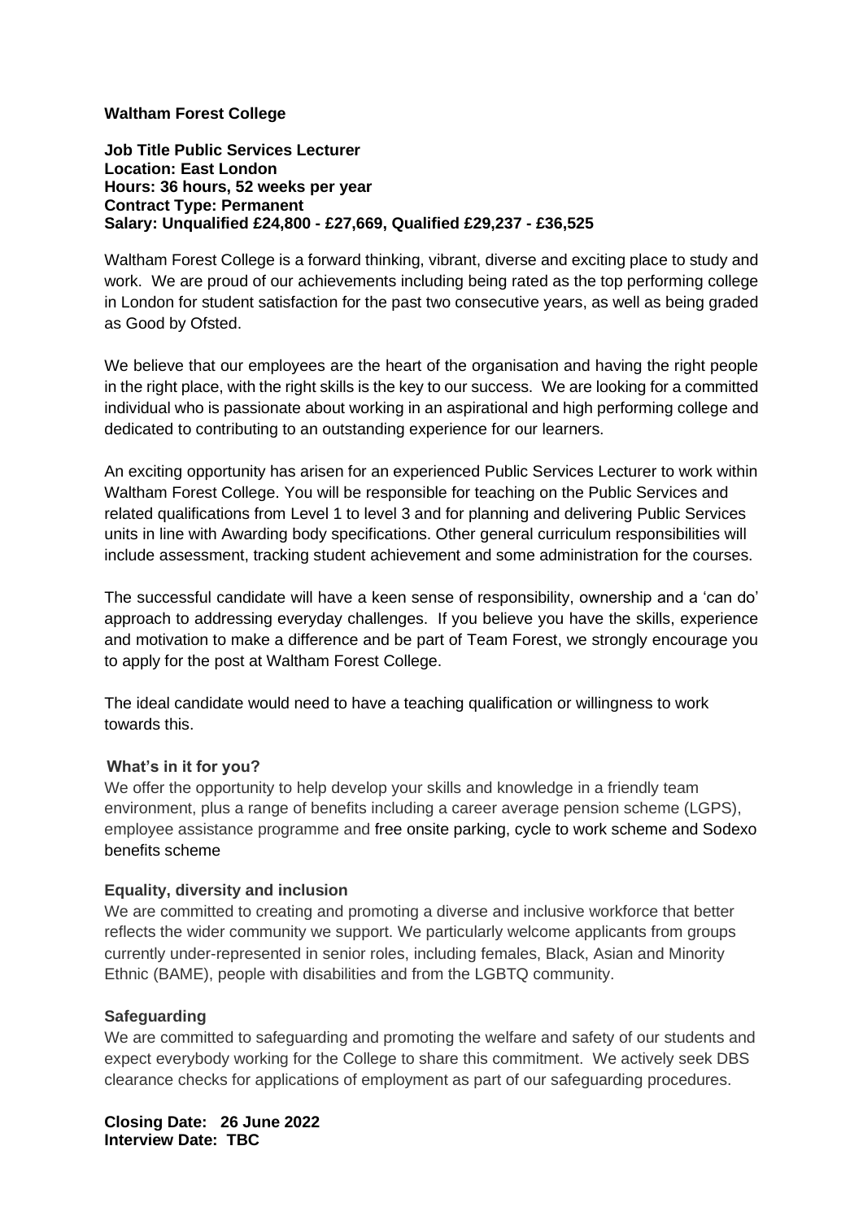**Waltham Forest College**

**Job Title Public Services Lecturer**
**Location: East London**
**Hours: 36 hours, 52 weeks per year**
**Contract Type: Permanent**
**Salary: Unqualified £24,800 - £27,669, Qualified £29,237 - £36,525**

Waltham Forest College is a forward thinking, vibrant, diverse and exciting place to study and work. We are proud of our achievements including being rated as the top performing college in London for student satisfaction for the past two consecutive years, as well as being graded as Good by Ofsted.

We believe that our employees are the heart of the organisation and having the right people in the right place, with the right skills is the key to our success. We are looking for a committed individual who is passionate about working in an aspirational and high performing college and dedicated to contributing to an outstanding experience for our learners.

An exciting opportunity has arisen for an experienced Public Services Lecturer to work within Waltham Forest College. You will be responsible for teaching on the Public Services and related qualifications from Level 1 to level 3 and for planning and delivering Public Services units in line with Awarding body specifications. Other general curriculum responsibilities will include assessment, tracking student achievement and some administration for the courses.

The successful candidate will have a keen sense of responsibility, ownership and a 'can do' approach to addressing everyday challenges. If you believe you have the skills, experience and motivation to make a difference and be part of Team Forest, we strongly encourage you to apply for the post at Waltham Forest College.

The ideal candidate would need to have a teaching qualification or willingness to work towards this.

**What's in it for you?**

We offer the opportunity to help develop your skills and knowledge in a friendly team environment, plus a range of benefits including a career average pension scheme (LGPS), employee assistance programme and free onsite parking, cycle to work scheme and Sodexo benefits scheme

**Equality, diversity and inclusion**

We are committed to creating and promoting a diverse and inclusive workforce that better reflects the wider community we support. We particularly welcome applicants from groups currently under-represented in senior roles, including females, Black, Asian and Minority Ethnic (BAME), people with disabilities and from the LGBTQ community.

**Safeguarding**

We are committed to safeguarding and promoting the welfare and safety of our students and expect everybody working for the College to share this commitment. We actively seek DBS clearance checks for applications of employment as part of our safeguarding procedures.

**Closing Date: 26 June 2022**
**Interview Date: TBC**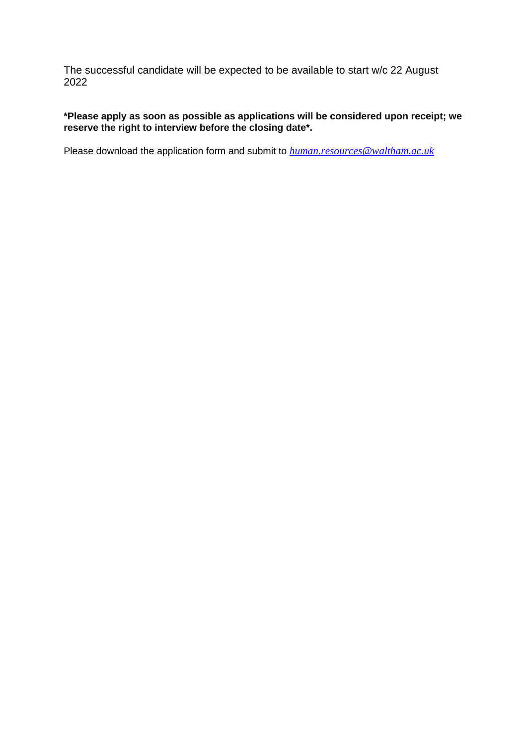The successful candidate will be expected to be available to start w/c 22 August 2022

**\*Please apply as soon as possible as applications will be considered upon receipt; we reserve the right to interview before the closing date\*.**

Please download the application form and submit to *human.resources@waltham.ac.uk*